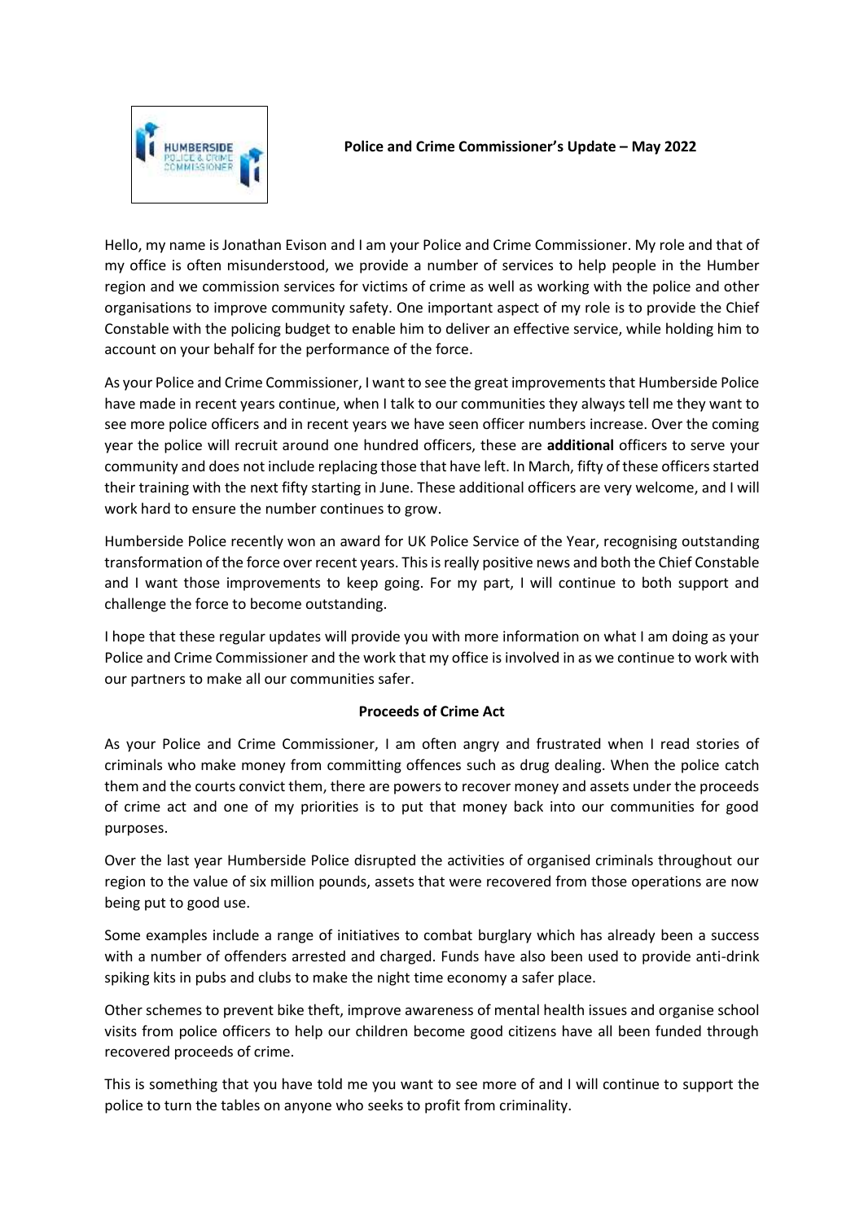**Police and Crime Commissioner's Update – May 2022**

Hello, my name is Jonathan Evison and I am your Police and Crime Commissioner. My role and that of my office is often misunderstood, we provide a number of services to help people in the Humber region and we commission services for victims of crime as well as working with the police and other organisations to improve community safety. One important aspect of my role is to provide the Chief Constable with the policing budget to enable him to deliver an effective service, while holding him to account on your behalf for the performance of the force.

As your Police and Crime Commissioner, I want to see the great improvements that Humberside Police have made in recent years continue, when I talk to our communities they always tell me they want to see more police officers and in recent years we have seen officer numbers increase. Over the coming year the police will recruit around one hundred officers, these are **additional** officers to serve your community and does not include replacing those that have left. In March, fifty of these officers started their training with the next fifty starting in June. These additional officers are very welcome, and I will work hard to ensure the number continues to grow.

Humberside Police recently won an award for UK Police Service of the Year, recognising outstanding transformation of the force over recent years. This is really positive news and both the Chief Constable and I want those improvements to keep going. For my part, I will continue to both support and challenge the force to become outstanding.

I hope that these regular updates will provide you with more information on what I am doing as your Police and Crime Commissioner and the work that my office is involved in as we continue to work with our partners to make all our communities safer.

**Proceeds of Crime Act**

As your Police and Crime Commissioner, I am often angry and frustrated when I read stories of criminals who make money from committing offences such as drug dealing. When the police catch them and the courts convict them, there are powers to recover money and assets under the proceeds of crime act and one of my priorities is to put that money back into our communities for good purposes.

Over the last year Humberside Police disrupted the activities of organised criminals throughout our region to the value of six million pounds, assets that were recovered from those operations are now being put to good use.

Some examples include a range of initiatives to combat burglary which has already been a success with a number of offenders arrested and charged. Funds have also been used to provide anti-drink spiking kits in pubs and clubs to make the night time economy a safer place.

Other schemes to prevent bike theft, improve awareness of mental health issues and organise school visits from police officers to help our children become good citizens have all been funded through recovered proceeds of crime.

This is something that you have told me you want to see more of and I will continue to support the police to turn the tables on anyone who seeks to profit from criminality.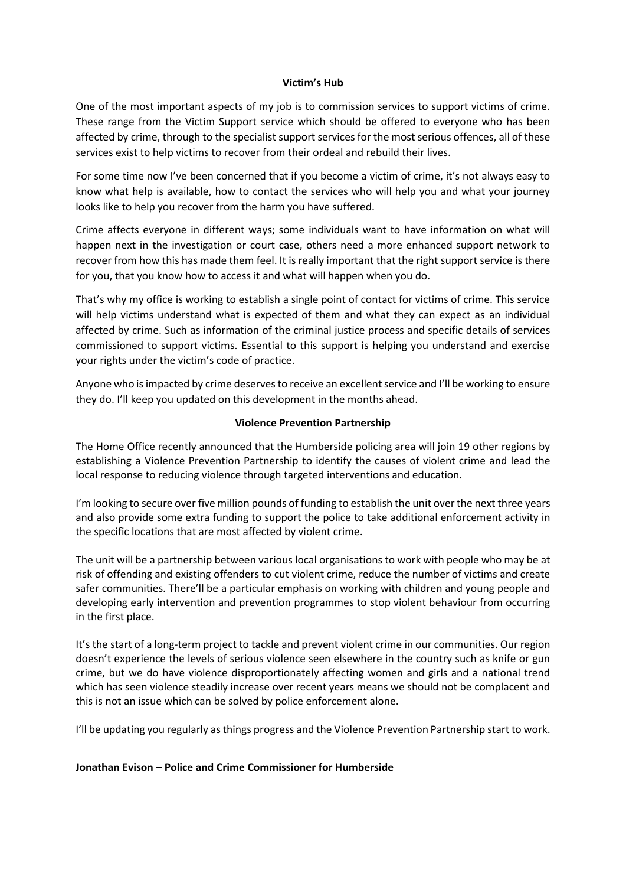## Victim's Hub

One of the most important aspects of my job is to commission services to support victims of crime. These range from the Victim Support service which should be offered to everyone who has been affected by crime, through to the specialist support services for the most serious offences, all of these services exist to help victims to recover from their ordeal and rebuild their lives.

For some time now I've been concerned that if you become a victim of crime, it's not always easy to know what help is available, how to contact the services who will help you and what your journey looks like to help you recover from the harm you have suffered.

Crime affects everyone in different ways; some individuals want to have information on what will happen next in the investigation or court case, others need a more enhanced support network to recover from how this has made them feel. It is really important that the right support service is there for you, that you know how to access it and what will happen when you do.

That's why my office is working to establish a single point of contact for victims of crime. This service will help victims understand what is expected of them and what they can expect as an individual affected by crime. Such as information of the criminal justice process and specific details of services commissioned to support victims. Essential to this support is helping you understand and exercise your rights under the victim's code of practice.

Anyone who is impacted by crime deserves to receive an excellent service and I'll be working to ensure they do. I'll keep you updated on this development in the months ahead.

## Violence Prevention Partnership

The Home Office recently announced that the Humberside policing area will join 19 other regions by establishing a Violence Prevention Partnership to identify the causes of violent crime and lead the local response to reducing violence through targeted interventions and education.

I'm looking to secure over five million pounds of funding to establish the unit over the next three years and also provide some extra funding to support the police to take additional enforcement activity in the specific locations that are most affected by violent crime.

The unit will be a partnership between various local organisations to work with people who may be at risk of offending and existing offenders to cut violent crime, reduce the number of victims and create safer communities. There'll be a particular emphasis on working with children and young people and developing early intervention and prevention programmes to stop violent behaviour from occurring in the first place.

It's the start of a long-term project to tackle and prevent violent crime in our communities. Our region doesn't experience the levels of serious violence seen elsewhere in the country such as knife or gun crime, but we do have violence disproportionately affecting women and girls and a national trend which has seen violence steadily increase over recent years means we should not be complacent and this is not an issue which can be solved by police enforcement alone.

I'll be updating you regularly as things progress and the Violence Prevention Partnership start to work.

**Jonathan Evison – Police and Crime Commissioner for Humberside**